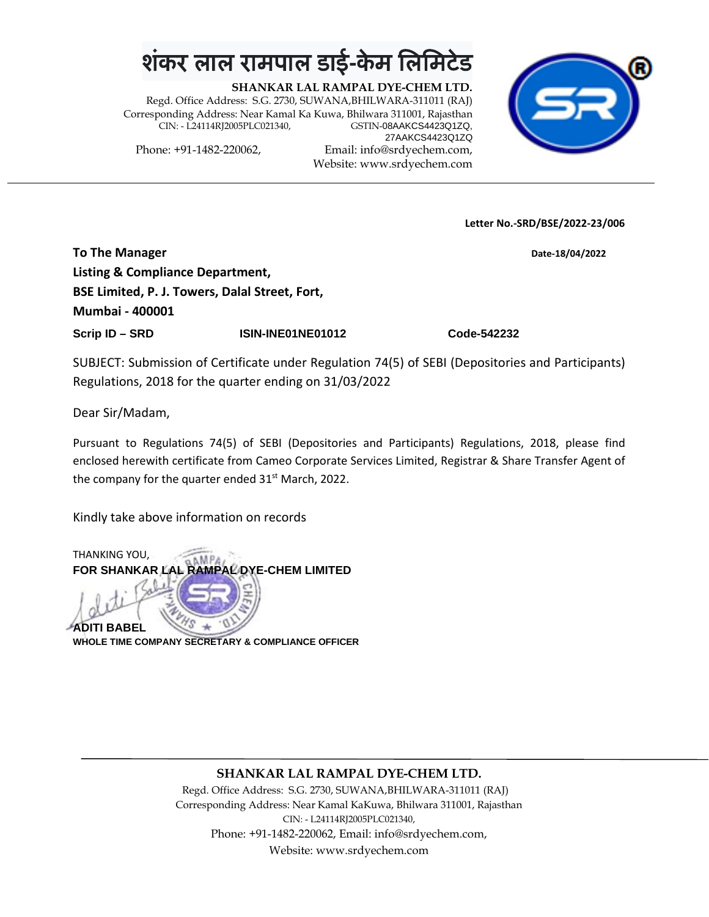# शंकर लाल रामपाल डाई-केम लिमिटेड

**SHANKAR LAL RAMPAL DYE-CHEM LTD.**

Regd. Office Address: S.G. 2730, SUWANA,BHILWARA-311011 (RAJ)
Corresponding Address: Near Kamal Ka Kuwa, Bhilwara 311001, Rajasthan
CIN: - L24114RJ2005PLC021340, GSTIN-08AAKCS4423Q1ZQ, 27AAKCS4423Q1ZQ
Phone: +91-1482-220062, Email: info@srdyechem.com,
Website: www.srdyechem.com

---

**Letter No.-SRD/BSE/2022-23/006**

**Date-18/04/2022**

**To The Manager**
**Listing & Compliance Department,**
**BSE Limited, P. J. Towers, Dalal Street, Fort,**
**Mumbai - 400001**

**Scrip ID – SRD** **ISIN-INE01NE01012** **Code-542232**

SUBJECT: Submission of Certificate under Regulation 74(5) of SEBI (Depositories and Participants) Regulations, 2018 for the quarter ending on 31/03/2022

Dear Sir/Madam,

Pursuant to Regulations 74(5) of SEBI (Depositories and Participants) Regulations, 2018, please find enclosed herewith certificate from Cameo Corporate Services Limited, Registrar & Share Transfer Agent of the company for the quarter ended 31st March, 2022.

Kindly take above information on records

THANKING YOU,
**FOR SHANKAR LAL RAMPAL DYE-CHEM LIMITED**

**ADITI BABEL**
**WHOLE TIME COMPANY SECRETARY & COMPLIANCE OFFICER**

---

**SHANKAR LAL RAMPAL DYE-CHEM LTD.**

Regd. Office Address: S.G. 2730, SUWANA,BHILWARA-311011 (RAJ)
Corresponding Address: Near Kamal KaKuwa, Bhilwara 311001, Rajasthan
CIN: - L24114RJ2005PLC021340,
Phone: +91-1482-220062, Email: info@srdyechem.com,
Website: www.srdyechem.com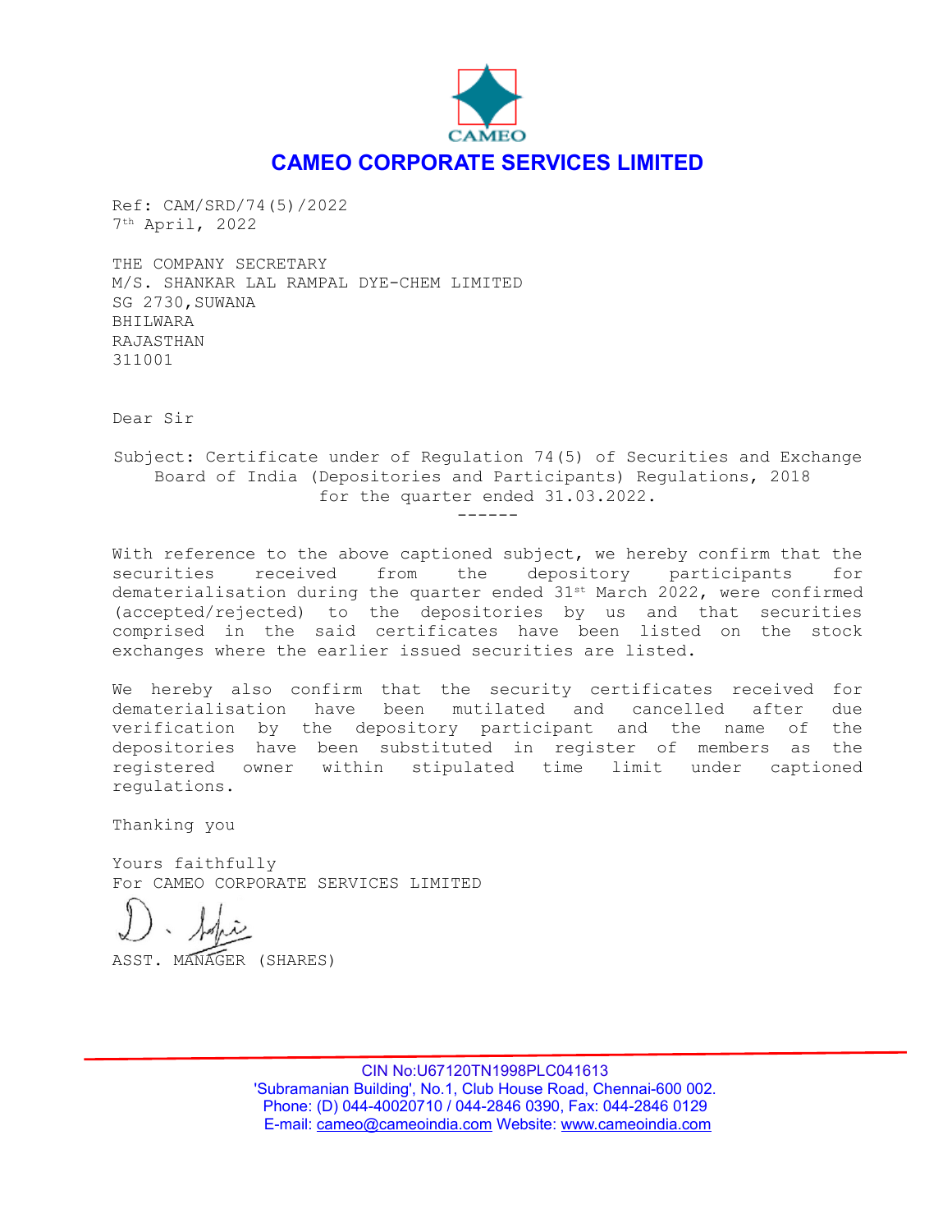CAMEO

# CAMEO CORPORATE SERVICES LIMITED

Ref: CAM/SRD/74(5)/2022
7th April, 2022

THE COMPANY SECRETARY
M/S. SHANKAR LAL RAMPAL DYE-CHEM LIMITED
SG 2730,SUWANA
BHILWARA
RAJASTHAN
311001

Dear Sir

Subject: Certificate under of Regulation 74(5) of Securities and Exchange Board of India (Depositories and Participants) Regulations, 2018 for the quarter ended 31.03.2022.

------

With reference to the above captioned subject, we hereby confirm that the securities received from the depository participants for dematerialisation during the quarter ended 31st March 2022, were confirmed (accepted/rejected) to the depositories by us and that securities comprised in the said certificates have been listed on the stock exchanges where the earlier issued securities are listed.

We hereby also confirm that the security certificates received for dematerialisation have been mutilated and cancelled after due verification by the depository participant and the name of the depositories have been substituted in register of members as the registered owner within stipulated time limit under captioned regulations.

Thanking you

Yours faithfully
For CAMEO CORPORATE SERVICES LIMITED

ASST. MANAGER (SHARES)

CIN No:U67120TN1998PLC041613
'Subramanian Building', No.1, Club House Road, Chennai-600 002.
Phone: (D) 044-40020710 / 044-2846 0390, Fax: 044-2846 0129
E-mail: cameo@cameoindia.com Website: www.cameoindia.com